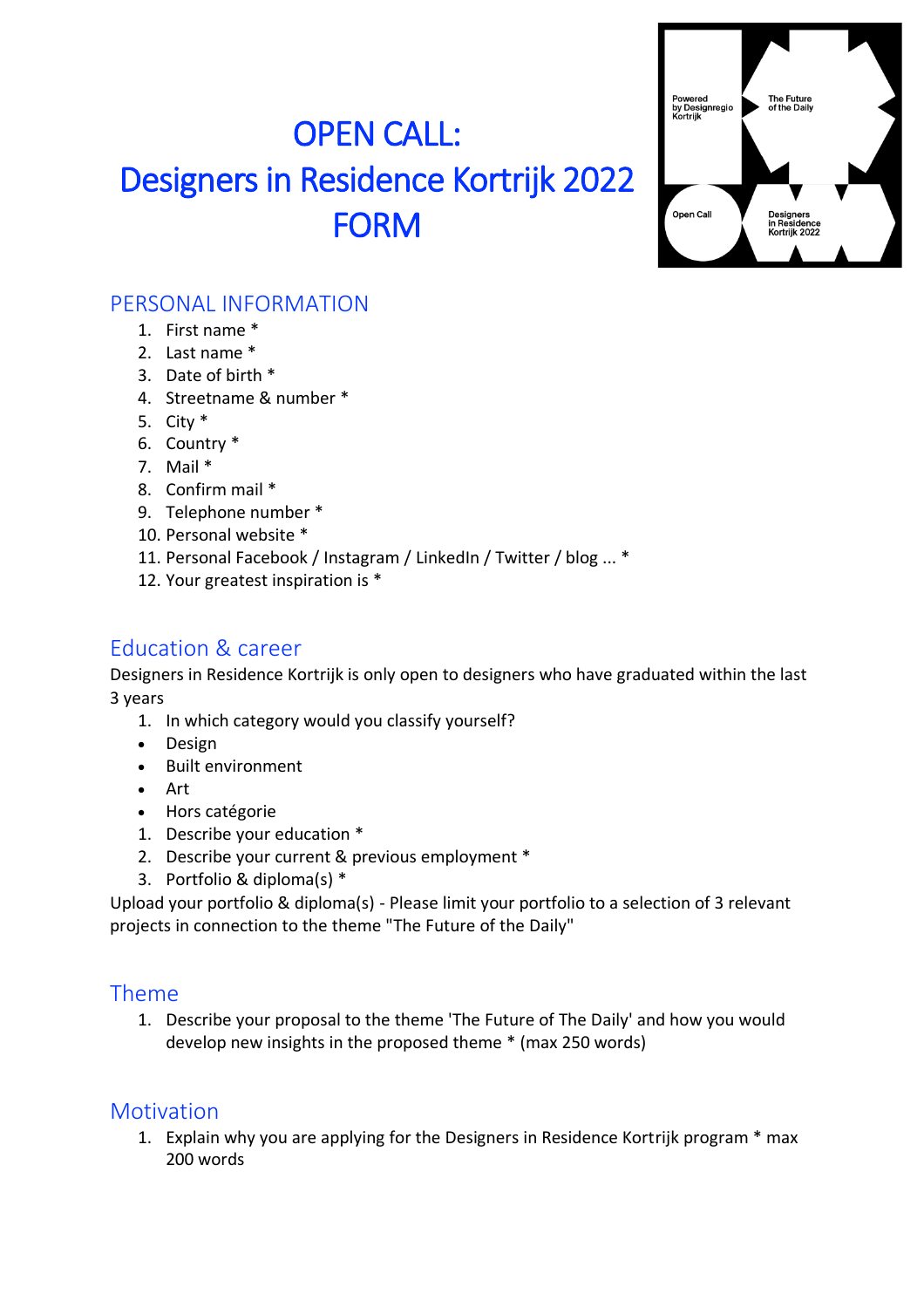# OPEN CALL:
# Designers in Residence Kortrijk 2022
# FORM

## PERSONAL INFORMATION

1. First name *
2. Last name *
3. Date of birth *
4. Streetname & number *
5. City *
6. Country *
7. Mail *
8. Confirm mail *
9. Telephone number *
10. Personal website *
11. Personal Facebook / Instagram / LinkedIn / Twitter / blog ... *
12. Your greatest inspiration is *

## Education & career

Designers in Residence Kortrijk is only open to designers who have graduated within the last 3 years

1. In which category would you classify yourself?

- Design
- Built environment
- Art
- Hors catégorie

1. Describe your education *
2. Describe your current & previous employment *
3. Portfolio & diploma(s) *

Upload your portfolio & diploma(s) - Please limit your portfolio to a selection of 3 relevant projects in connection to the theme "The Future of the Daily"

## Theme

1. Describe your proposal to the theme 'The Future of The Daily' and how you would develop new insights in the proposed theme * (max 250 words)

## Motivation

1. Explain why you are applying for the Designers in Residence Kortrijk program * max 200 words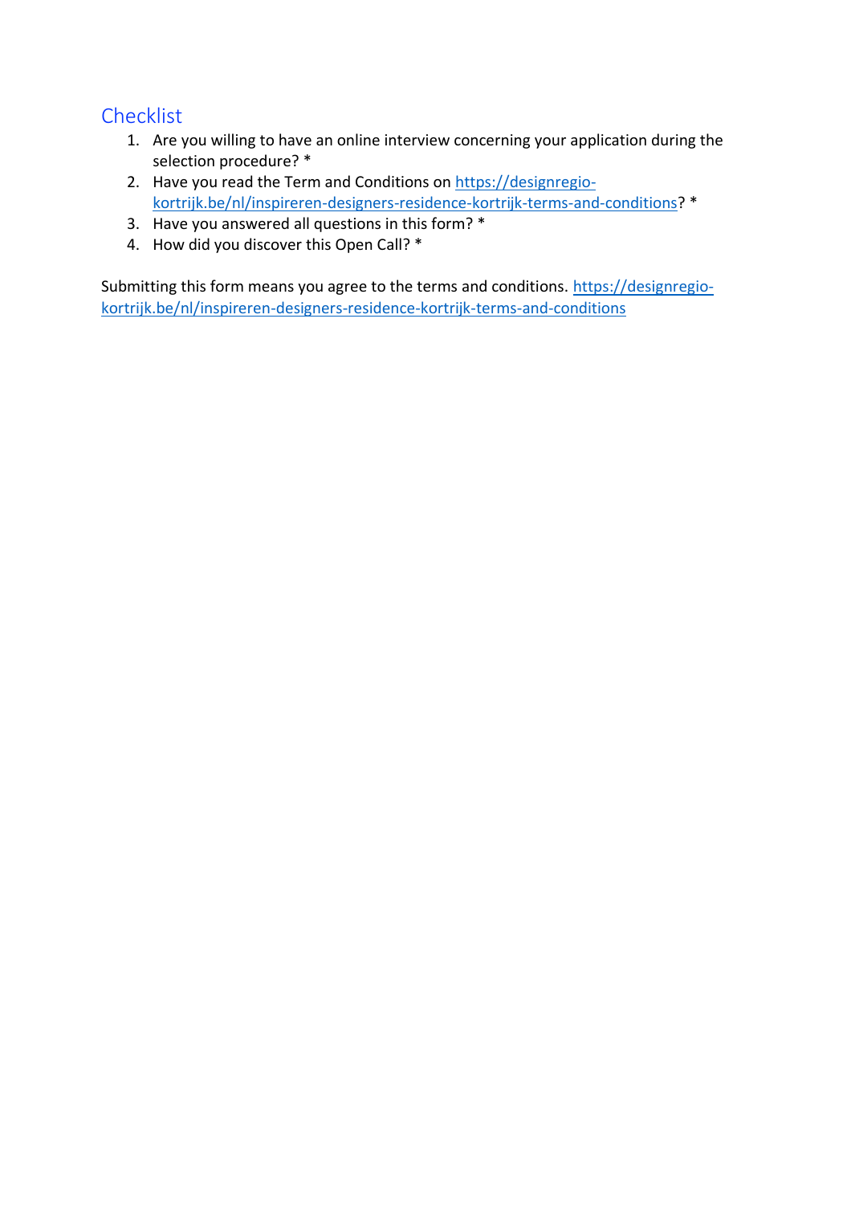## Checklist

1. Are you willing to have an online interview concerning your application during the selection procedure? *
2. Have you read the Term and Conditions on https://designregio-kortrijk.be/nl/inspireren-designers-residence-kortrijk-terms-and-conditions? *
3. Have you answered all questions in this form? *
4. How did you discover this Open Call? *

Submitting this form means you agree to the terms and conditions. https://designregio-kortrijk.be/nl/inspireren-designers-residence-kortrijk-terms-and-conditions